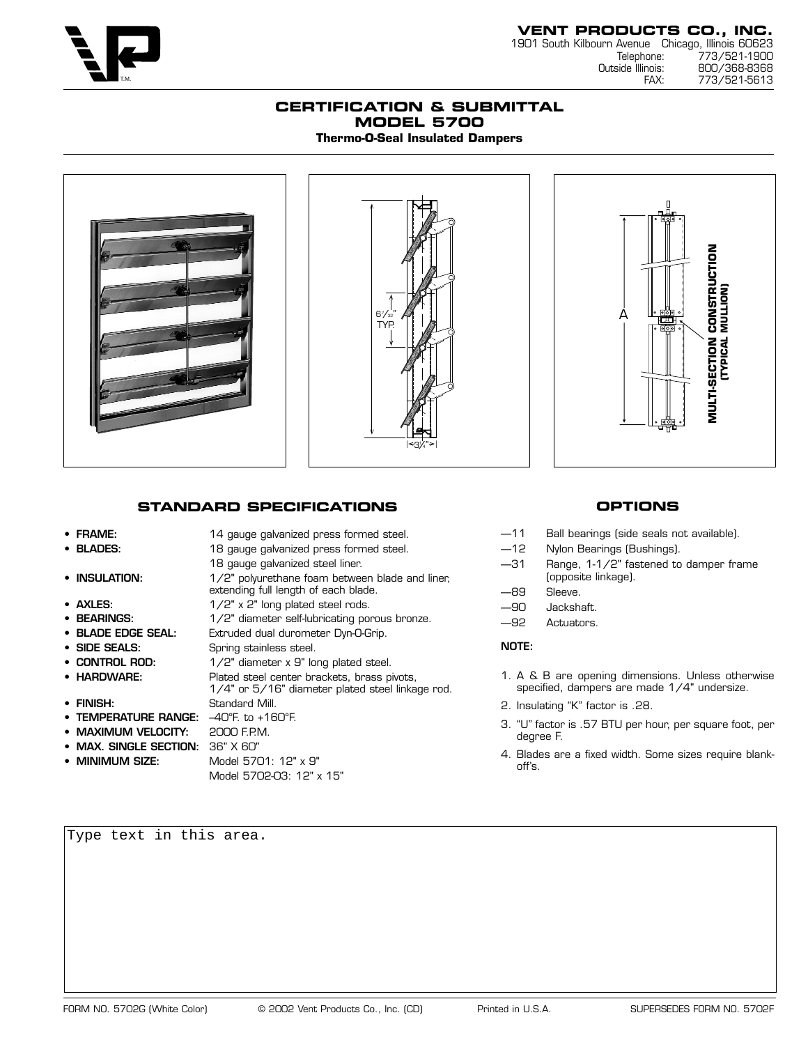**VENT PRODUCTS CO., INC.**
1901 South Kilbourn Avenue Chicago, Illinois 60623
Telephone: 773/521-1900
Outside Illinois: 800/368-8368
FAX: 773/521-5613

# CERTIFICATION & SUBMITTAL
# MODEL 5700
### Thermo-O-Seal Insulated Dampers

6 7/32" TYP.

3/4"

A

MULTI-SECTION CONSTRUCTION (TYPICAL MULLION)

## STANDARD SPECIFICATIONS

- **FRAME:** 14 gauge galvanized press formed steel.
- **BLADES:** 18 gauge galvanized press formed steel. 18 gauge galvanized steel liner.
- **INSULATION:** 1/2" polyurethane foam between blade and liner, extending full length of each blade.
- **AXLES:** 1/2" x 2" long plated steel rods.
- **BEARINGS:** 1/2" diameter self-lubricating porous bronze.
- **BLADE EDGE SEAL:** Extruded dual durometer Dyn-O-Grip.
- **SIDE SEALS:** Spring stainless steel.
- **CONTROL ROD:** 1/2" diameter x 9" long plated steel.
- **HARDWARE:** Plated steel center brackets, brass pivots, 1/4" or 5/16" diameter plated steel linkage rod.
- **FINISH:** Standard Mill.
- **TEMPERATURE RANGE:** –40°F. to +160°F.
- **MAXIMUM VELOCITY:** 2000 F.P.M.
- **MAX. SINGLE SECTION:** 36" X 60"
- **MINIMUM SIZE:** Model 5701: 12" x 9"
  Model 5702-03: 12" x 15"

## OPTIONS

—11 Ball bearings (side seals not available).
—12 Nylon Bearings (Bushings).
—31 Range, 1-1/2" fastened to damper frame (opposite linkage).
—89 Sleeve.
—90 Jackshaft.
—92 Actuators.

**NOTE:**

1. A & B are opening dimensions. Unless otherwise specified, dampers are made 1/4" undersize.
2. Insulating "K" factor is .28.
3. "U" factor is .57 BTU per hour, per square foot, per degree F.
4. Blades are a fixed width. Some sizes require blank-off's.

Type text in this area.

FORM NO. 5702G (White Color) © 2002 Vent Products Co., Inc. (CD) Printed in U.S.A. SUPERSEDES FORM NO. 5702F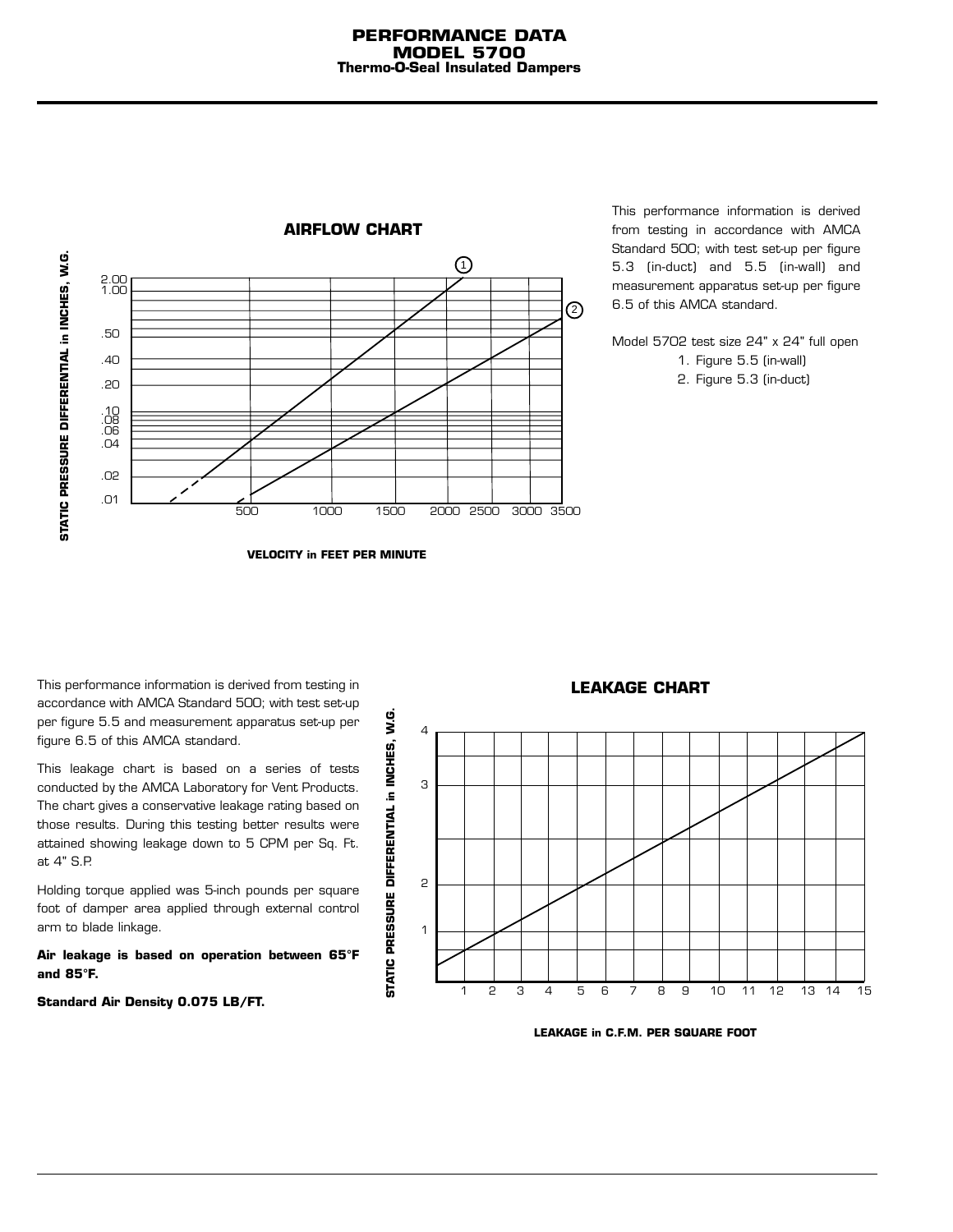# PERFORMANCE DATA
## MODEL 5700
### Thermo-O-Seal Insulated Dampers

**AIRFLOW CHART**

STATIC PRESSURE DIFFERENTIAL in INCHES, W.G.

2.00
1.00
.50
.40
.20
.10
.08
.06
.04
.02
.01

500 1000 1500 2000 2500 3000 3500

VELOCITY in FEET PER MINUTE

1
2

This performance information is derived from testing in accordance with AMCA Standard 500; with test set-up per figure 5.3 (in-duct) and 5.5 (in-wall) and measurement apparatus set-up per figure 6.5 of this AMCA standard.

Model 5702 test size 24" x 24" full open

1. Figure 5.5 (in-wall)
2. Figure 5.3 (in-duct)

This performance information is derived from testing in accordance with AMCA Standard 500; with test set-up per figure 5.5 and measurement apparatus set-up per figure 6.5 of this AMCA standard.

This leakage chart is based on a series of tests conducted by the AMCA Laboratory for Vent Products. The chart gives a conservative leakage rating based on those results. During this testing better results were attained showing leakage down to 5 CPM per Sq. Ft. at 4" S.P.

Holding torque applied was 5-inch pounds per square foot of damper area applied through external control arm to blade linkage.

**Air leakage is based on operation between 65°F and 85°F.**

**Standard Air Density 0.075 LB/FT.**

**LEAKAGE CHART**

STATIC PRESSURE DIFFERENTIAL in INCHES, W.G.

4
3
2
1

1 2 3 4 5 6 7 8 9 10 11 12 13 14 15

LEAKAGE in C.F.M. PER SQUARE FOOT